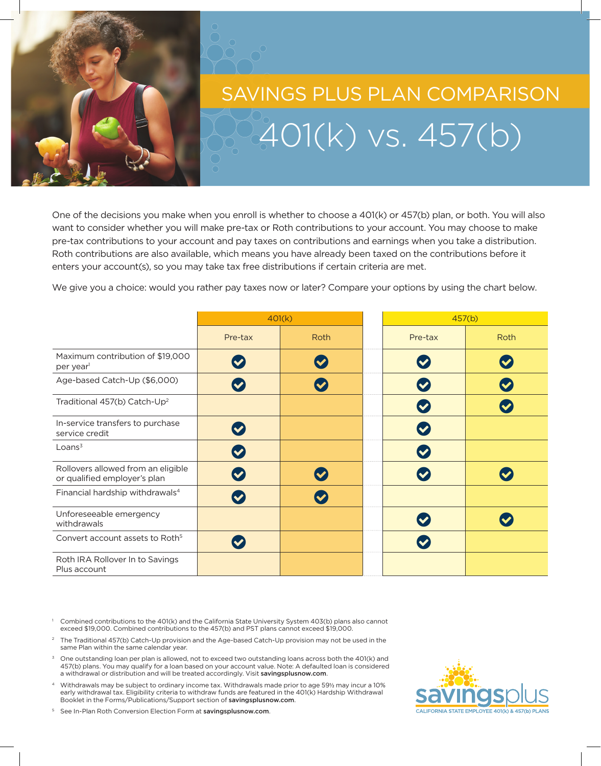# SAVINGS PLUS PLAN COMPARISON

# 401(k) vs. 457(b)

One of the decisions you make when you enroll is whether to choose a 401(k) or 457(b) plan, or both. You will also want to consider whether you will make pre-tax or Roth contributions to your account. You may choose to make pre-tax contributions to your account and pay taxes on contributions and earnings when you take a distribution. Roth contributions are also available, which means you have already been taxed on the contributions before it enters your account(s), so you may take tax free distributions if certain criteria are met.

We give you a choice: would you rather pay taxes now or later? Compare your options by using the chart below.

| | 401(k) | | 457(b) | |
|---|---|---|---|---|
| | Pre-tax | Roth | Pre-tax | Roth |
| Maximum contribution of $19,000 per year[1] | ✓ | ✓ | ✓ | ✓ |
| Age-based Catch-Up ($6,000) | ✓ | ✓ | ✓ | ✓ |
| Traditional 457(b) Catch-Up[2] | | | ✓ | ✓ |
| In-service transfers to purchase service credit | ✓ | | ✓ | |
| Loans[3] | ✓ | | ✓ | |
| Rollovers allowed from an eligible or qualified employer's plan | ✓ | ✓ | ✓ | ✓ |
| Financial hardship withdrawals[4] | ✓ | ✓ | | |
| Unforeseeable emergency withdrawals | | | ✓ | ✓ |
| Convert account assets to Roth[5] | ✓ | | ✓ | |
| Roth IRA Rollover In to Savings Plus account | | | | |

[1] Combined contributions to the 401(k) and the California State University System 403(b) plans also cannot exceed $19,000. Combined contributions to the 457(b) and PST plans cannot exceed $19,000.

[2] The Traditional 457(b) Catch-Up provision and the Age-based Catch-Up provision may not be used in the same Plan within the same calendar year.

[3] One outstanding loan per plan is allowed, not to exceed two outstanding loans across both the 401(k) and 457(b) plans. You may qualify for a loan based on your account value. Note: A defaulted loan is considered a withdrawal or distribution and will be treated accordingly. Visit **savingsplusnow.com**.

[4] Withdrawals may be subject to ordinary income tax. Withdrawals made prior to age 59½ may incur a 10% early withdrawal tax. Eligibility criteria to withdraw funds are featured in the 401(k) Hardship Withdrawal Booklet in the Forms/Publications/Support section of **savingsplusnow.com**.

[5] See In-Plan Roth Conversion Election Form at **savingsplusnow.com**.

savingsplus
CALIFORNIA STATE EMPLOYEE 401(k) & 457(b) PLANS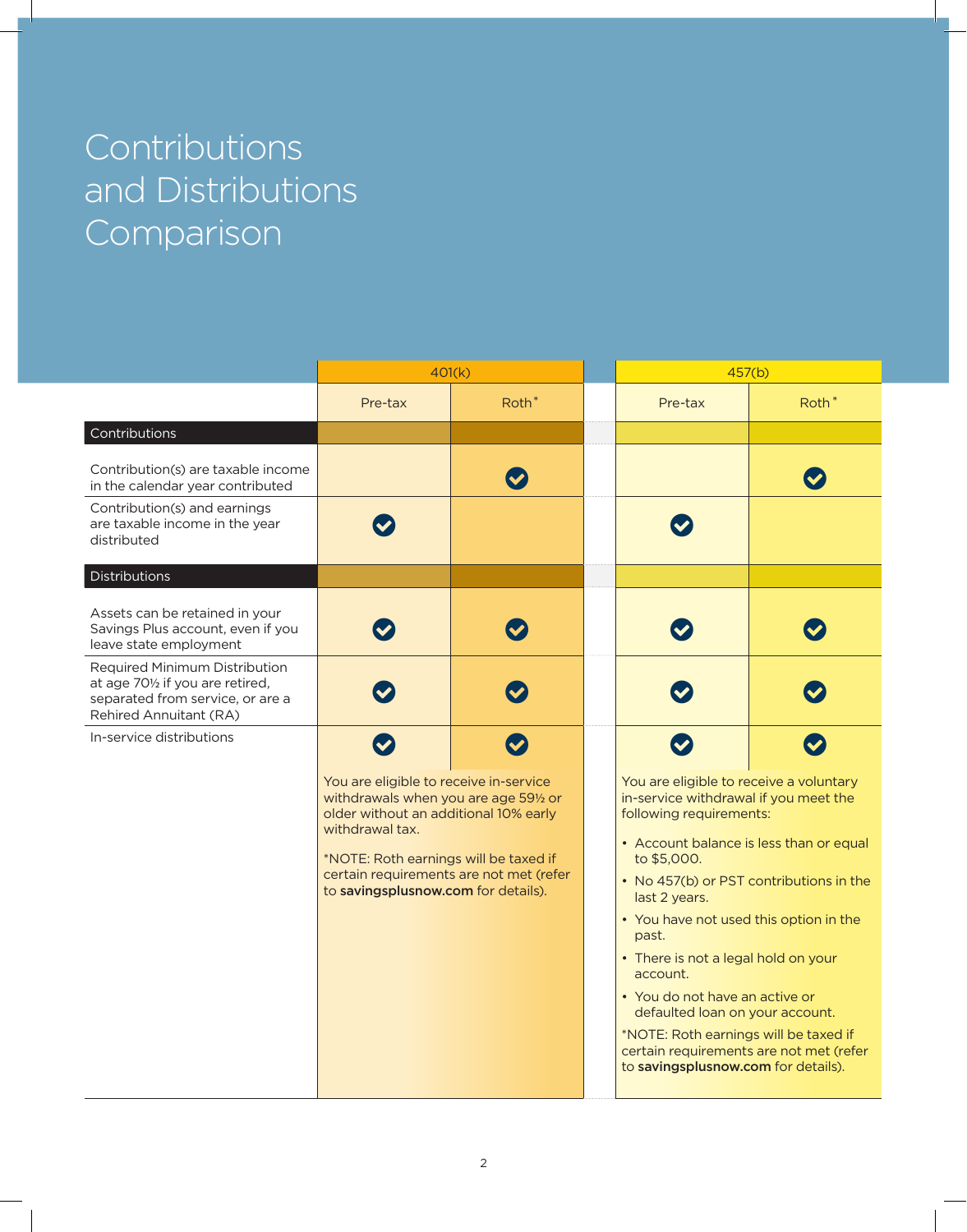# Contributions and Distributions Comparison

| | 401(k) | | 457(b) | |
|---|---|---|---|---|
| | Pre-tax | Roth* | Pre-tax | Roth* |
| **Contributions** | | | | |
| Contribution(s) are taxable income in the calendar year contributed | | ✔ | | ✔ |
| Contribution(s) and earnings are taxable income in the year distributed | ✔ | | ✔ | |
| **Distributions** | | | | |
| Assets can be retained in your Savings Plus account, even if you leave state employment | ✔ | ✔ | ✔ | ✔ |
| Required Minimum Distribution at age 70½ if you are retired, separated from service, or are a Rehired Annuitant (RA) | ✔ | ✔ | ✔ | ✔ |
| In-service distributions | ✔ | ✔ | ✔ | ✔ |

**401(k) in-service distributions:**

You are eligible to receive in-service withdrawals when you are age 59½ or older without an additional 10% early withdrawal tax.

*NOTE: Roth earnings will be taxed if certain requirements are not met (refer to **savingsplusnow.com** for details).

**457(b) in-service distributions:**

You are eligible to receive a voluntary in-service withdrawal if you meet the following requirements:

- Account balance is less than or equal to $5,000.
- No 457(b) or PST contributions in the last 2 years.
- You have not used this option in the past.
- There is not a legal hold on your account.
- You do not have an active or defaulted loan on your account.

*NOTE: Roth earnings will be taxed if certain requirements are not met (refer to **savingsplusnow.com** for details).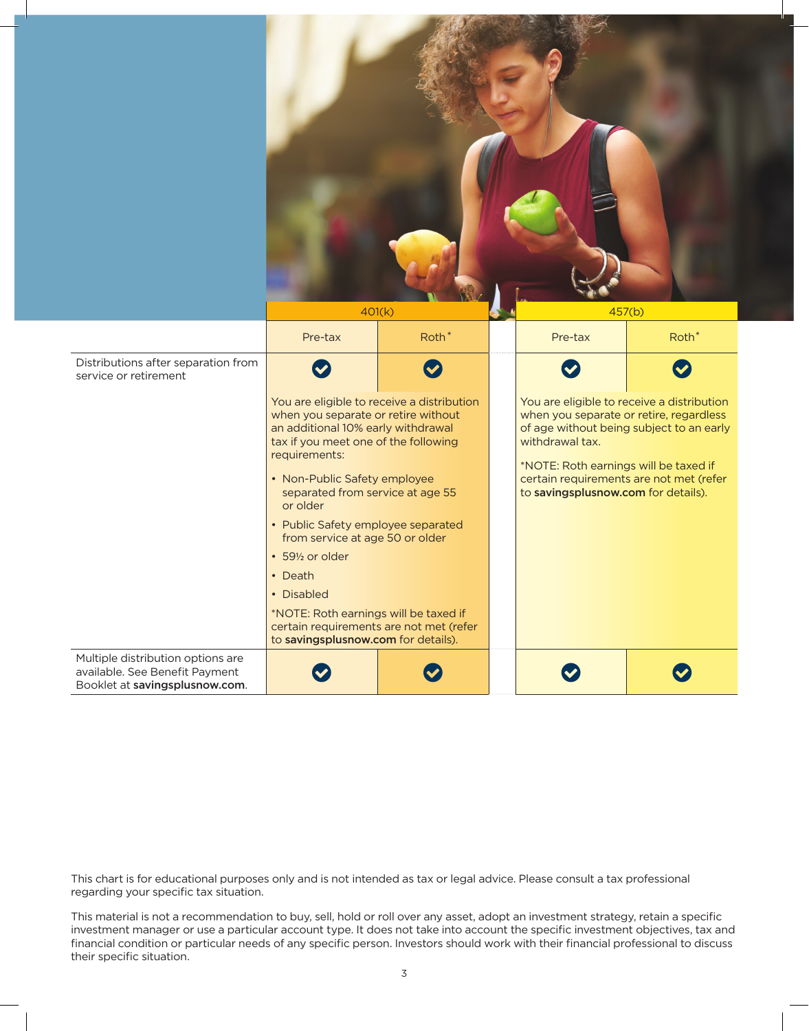| | 401(k) | | 457(b) | |
|---|---|---|---|---|
| | Pre-tax | Roth* | Pre-tax | Roth* |
| Distributions after separation from service or retirement | ✔ | ✔ | ✔ | ✔ |
| | You are eligible to receive a distribution when you separate or retire without an additional 10% early withdrawal tax if you meet one of the following requirements:<br>• Non-Public Safety employee separated from service at age 55 or older<br>• Public Safety employee separated from service at age 50 or older<br>• 59½ or older<br>• Death<br>• Disabled<br>*NOTE: Roth earnings will be taxed if certain requirements are not met (refer to **savingsplusnow.com** for details). | | You are eligible to receive a distribution when you separate or retire, regardless of age without being subject to an early withdrawal tax.<br>*NOTE: Roth earnings will be taxed if certain requirements are not met (refer to **savingsplusnow.com** for details). | |
| Multiple distribution options are available. See Benefit Payment Booklet at **savingsplusnow.com**. | ✔ | ✔ | ✔ | ✔ |

This chart is for educational purposes only and is not intended as tax or legal advice. Please consult a tax professional regarding your specific tax situation.

This material is not a recommendation to buy, sell, hold or roll over any asset, adopt an investment strategy, retain a specific investment manager or use a particular account type. It does not take into account the specific investment objectives, tax and financial condition or particular needs of any specific person. Investors should work with their financial professional to discuss their specific situation.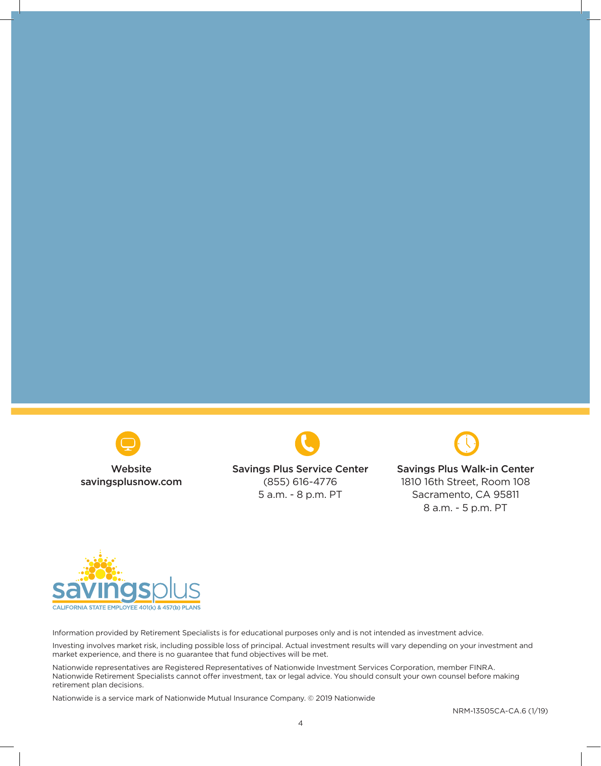**Website**
savingsplusnow.com

**Savings Plus Service Center**
(855) 616-4776
5 a.m. - 8 p.m. PT

**Savings Plus Walk-in Center**
1810 16th Street, Room 108
Sacramento, CA 95811
8 a.m. - 5 p.m. PT

savingsplus
CALIFORNIA STATE EMPLOYEE 401(k) & 457(b) PLANS

Information provided by Retirement Specialists is for educational purposes only and is not intended as investment advice.

Investing involves market risk, including possible loss of principal. Actual investment results will vary depending on your investment and market experience, and there is no guarantee that fund objectives will be met.

Nationwide representatives are Registered Representatives of Nationwide Investment Services Corporation, member FINRA. Nationwide Retirement Specialists cannot offer investment, tax or legal advice. You should consult your own counsel before making retirement plan decisions.

Nationwide is a service mark of Nationwide Mutual Insurance Company. © 2019 Nationwide

NRM-13505CA-CA.6 (1/19)